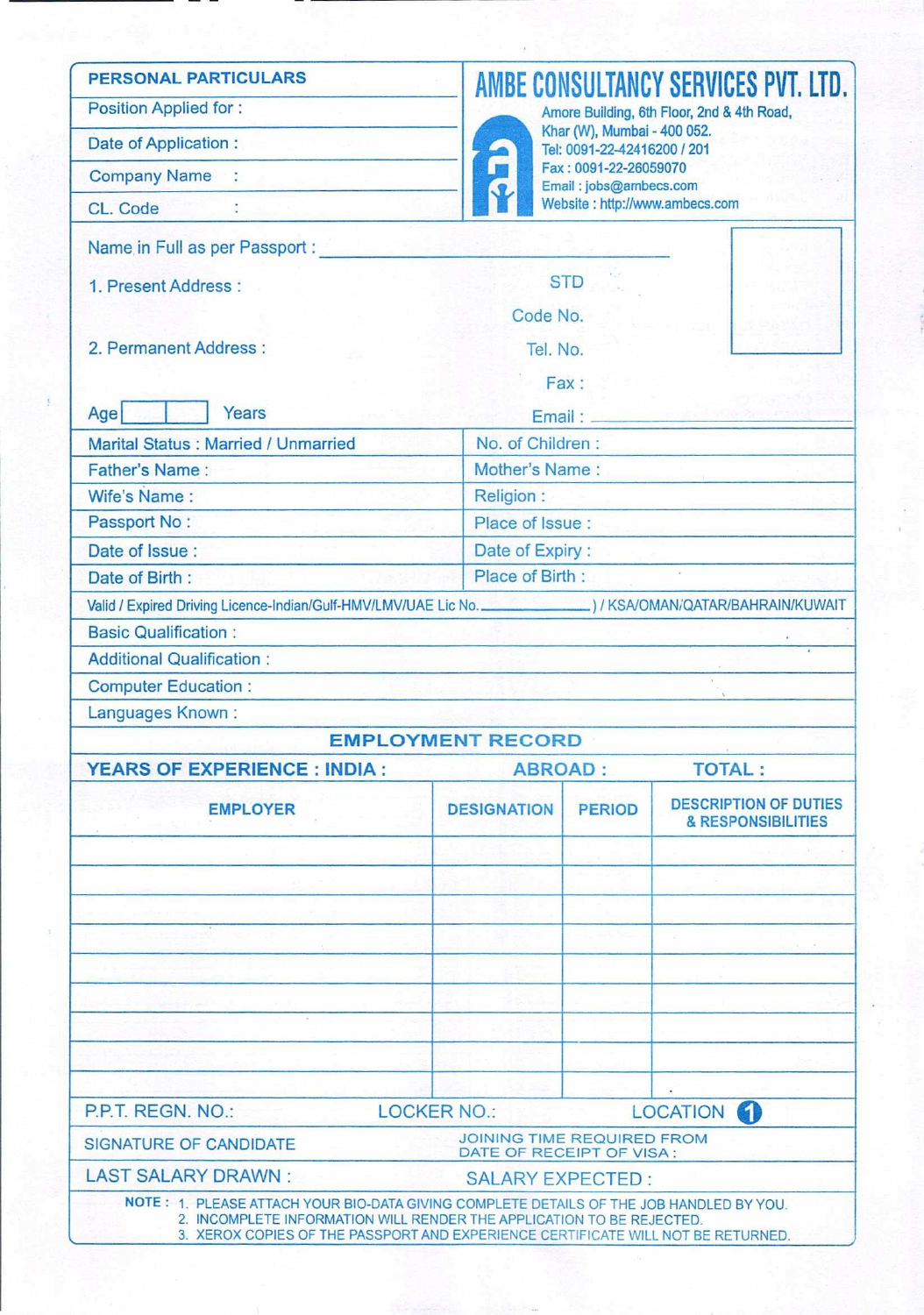# AMBE CONSULTANCY SERVICES PVT. LTD.

Amore Building, 6th Floor, 2nd & 4th Road,
Khar (W), Mumbai - 400 052.
Tel: 0091-22-42416200 / 201
Fax : 0091-22-26059070
Email : jobs@ambecs.com
Website : http://www.ambecs.com

## PERSONAL PARTICULARS

Position Applied for :

Date of Application :

Company Name :

CL. Code :

Name in Full as per Passport : ______________________________

1. Present Address :

2. Permanent Address :

STD

Code No.

Tel. No.

Fax :

Age [ ] [ ] Years

Email : ______________________________

| | |
|---|---|
| Marital Status : Married / Unmarried | No. of Children : |
| Father's Name : | Mother's Name : |
| Wife's Name : | Religion : |
| Passport No : | Place of Issue : |
| Date of Issue : | Date of Expiry : |
| Date of Birth : | Place of Birth : |

Valid / Expired Driving Licence-Indian/Gulf-HMV/LMV/UAE Lic No. ______________ ) / KSA/OMAN/QATAR/BAHRAIN/KUWAIT

Basic Qualification :

Additional Qualification :

Computer Education :

Languages Known :

## EMPLOYMENT RECORD

**YEARS OF EXPERIENCE : INDIA :** **ABROAD :** **TOTAL :**

| EMPLOYER | DESIGNATION | PERIOD | DESCRIPTION OF DUTIES & RESPONSIBILITIES |
|---|---|---|---|
| | | | |
| | | | |
| | | | |
| | | | |
| | | | |
| | | | |
| | | | |
| | | | |
| | | | |

P.P.T. REGN. NO.: LOCKER NO.: LOCATION 1

SIGNATURE OF CANDIDATE

JOINING TIME REQUIRED FROM DATE OF RECEIPT OF VISA :

LAST SALARY DRAWN :

SALARY EXPECTED :

**NOTE :**
1. PLEASE ATTACH YOUR BIO-DATA GIVING COMPLETE DETAILS OF THE JOB HANDLED BY YOU.
2. INCOMPLETE INFORMATION WILL RENDER THE APPLICATION TO BE REJECTED.
3. XEROX COPIES OF THE PASSPORT AND EXPERIENCE CERTIFICATE WILL NOT BE RETURNED.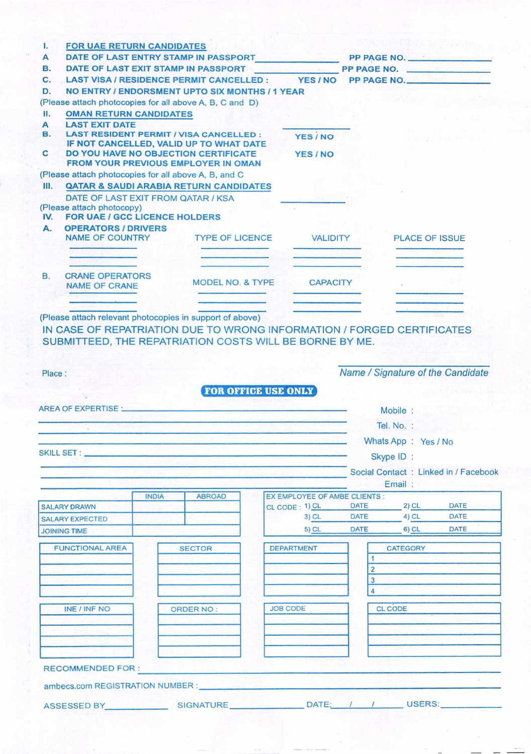**I. FOR UAE RETURN CANDIDATES**

A. DATE OF LAST ENTRY STAMP IN PASSPORT ______________ PP PAGE NO. ______________

B. DATE OF LAST EXIT STAMP IN PASSPORT ______________ PP PAGE NO. ______________

C. LAST VISA / RESIDENCE PERMIT CANCELLED : YES / NO PP PAGE NO. ______________

D. NO ENTRY / ENDORSMENT UPTO SIX MONTHS / 1 YEAR

(Please attach photocopies for all above A, B, C and D)

**II. OMAN RETURN CANDIDATES**

A LAST EXIT DATE ______________

B. LAST RESIDENT PERMIT / VISA CANCELLED : YES / NO
IF NOT CANCELLED, VALID UP TO WHAT DATE

C DO YOU HAVE NO OBJECTION CERTIFICATE FROM YOUR PREVIOUS EMPLOYER IN OMAN YES / NO

(Please attach photocopies for all above A, B, and C

**III. QATAR & SAUDI ARABIA RETURN CANDIDATES**

DATE OF LAST EXIT FROM QATAR / KSA ______________

(Please attach photocopy)

**IV. FOR UAE / GCC LICENCE HOLDERS**

**A. OPERATORS / DRIVERS**

| NAME OF COUNTRY | TYPE OF LICENCE | VALIDITY | PLACE OF ISSUE |
|---|---|---|---|
| | | | |
| | | | |
| | | | |

**B. CRANE OPERATORS**

| NAME OF CRANE | MODEL NO. & TYPE | CAPACITY | |
|---|---|---|---|
| | | | |
| | | | |
| | | | |

(Please attach relevant photocopies in support of above)

IN CASE OF REPATRIATION DUE TO WRONG INFORMATION / FORGED CERTIFICATES SUBMITTEED, THE REPATRIATION COSTS WILL BE BORNE BY ME.

Place :

Name / Signature of the Candidate

**FOR OFFICE USE ONLY**

AREA OF EXPERTISE : ______________

SKILL SET : ______________

Mobile :

Tel. No. :

Whats App : Yes / No

Skype ID :

Social Contact : Linked in / Facebook

Email :

| | INDIA | ABROAD |
|---|---|---|
| SALARY DRAWN | | |
| SALARY EXPECTED | | |
| JOINING TIME | | |

EX EMPLOYEE OF AMBE CLIENTS :

| CL CODE : | | | | |
|---|---|---|---|---|
| 1) CL | DATE | | 2) CL | DATE |
| 3) CL | DATE | | 4) CL | DATE |
| 5) CL | DATE | | 6) CL | DATE |

| FUNCTIONAL AREA | SECTOR | DEPARTMENT | CATEGORY |
|---|---|---|---|
| | | | 1 |
| | | | 2 |
| | | | 3 |
| | | | 4 |

| INE / INF NO | ORDER NO : | JOB CODE | CL CODE |
|---|---|---|---|
| | | | |
| | | | |
| | | | |
| | | | |

RECOMMENDED FOR : ______________

ambecs.com REGISTRATION NUMBER : ______________

ASSESSED BY ______________ SIGNATURE ______________ DATE: / / USERS: ______________